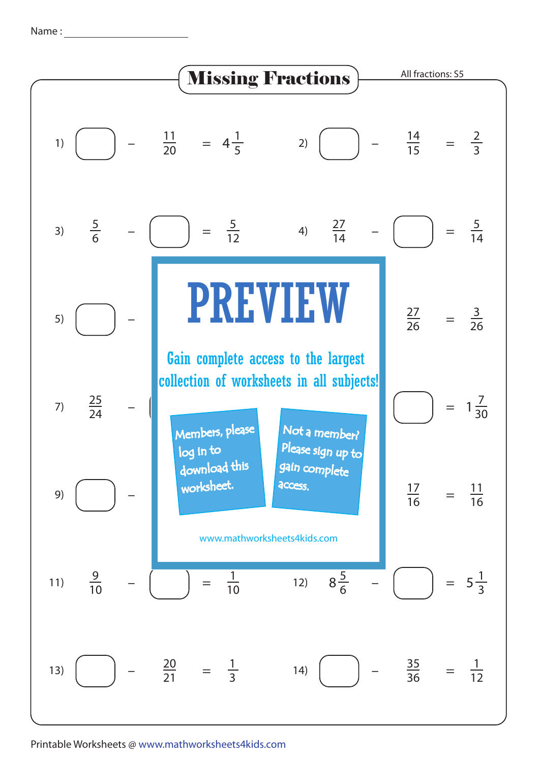Name : ______________________

# Missing Fractions

All fractions: S5

1) $\square - \frac{11}{20} = 4\frac{1}{5}$

2) $\square - \frac{14}{15} = \frac{2}{3}$

3) $\frac{5}{6} - \square = \frac{5}{12}$

4) $\frac{27}{14} - \square = \frac{5}{14}$

5) $\square -$

$\frac{27}{26} = \frac{3}{26}$

7) $\frac{25}{24} -$

$\square = 1\frac{7}{30}$

9) $\square -$

$\frac{17}{16} = \frac{11}{16}$

**PREVIEW**

Gain complete access to the largest collection of worksheets in all subjects!

Members, please log in to download this worksheet.

Not a member? Please sign up to gain complete access.

www.mathworksheets4kids.com

11) $\frac{9}{10} - \square = \frac{1}{10}$

12) $8\frac{5}{6} - \square = 5\frac{1}{3}$

13) $\square - \frac{20}{21} = \frac{1}{3}$

14) $\square - \frac{35}{36} = \frac{1}{12}$

Printable Worksheets @ www.mathworksheets4kids.com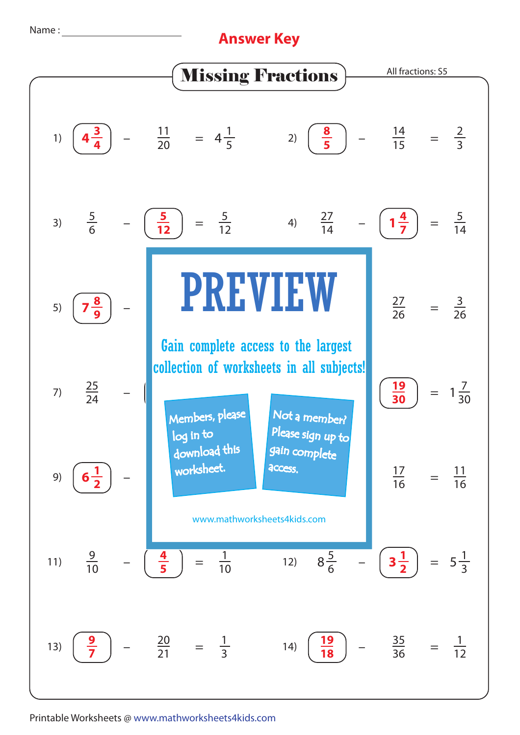Name : ______________________

**Answer Key**

# Missing Fractions

All fractions: S5

1) $4\frac{3}{4}$ $-$ $\frac{11}{20}$ $=$ $4\frac{1}{5}$

2) $\frac{8}{5}$ $-$ $\frac{14}{15}$ $=$ $\frac{2}{3}$

3) $\frac{5}{6}$ $-$ $\frac{5}{12}$ $=$ $\frac{5}{12}$

4) $\frac{27}{14}$ $-$ $1\frac{4}{7}$ $=$ $\frac{5}{14}$

5) $7\frac{8}{9}$ $-$ ... $=$ ...

6) ... $-$ $\frac{27}{26}$ $=$ $\frac{3}{26}$

7) $\frac{25}{24}$ $-$ ... $=$ ...

8) ... $-$ $\frac{19}{30}$ $=$ $1\frac{7}{30}$

9) $6\frac{1}{2}$ $-$ ... $=$ ...

10) ... $-$ $\frac{17}{16}$ $=$ $\frac{11}{16}$

11) $\frac{9}{10}$ $-$ $\frac{4}{5}$ $=$ $\frac{1}{10}$

12) $8\frac{5}{6}$ $-$ $3\frac{1}{2}$ $=$ $5\frac{1}{3}$

13) $\frac{9}{7}$ $-$ $\frac{20}{21}$ $=$ $\frac{1}{3}$

14) $\frac{19}{18}$ $-$ $\frac{35}{36}$ $=$ $\frac{1}{12}$

PREVIEW

Gain complete access to the largest collection of worksheets in all subjects!

Members, please log in to download this worksheet.

Not a member? Please sign up to gain complete access.

www.mathworksheets4kids.com

Printable Worksheets @ www.mathworksheets4kids.com